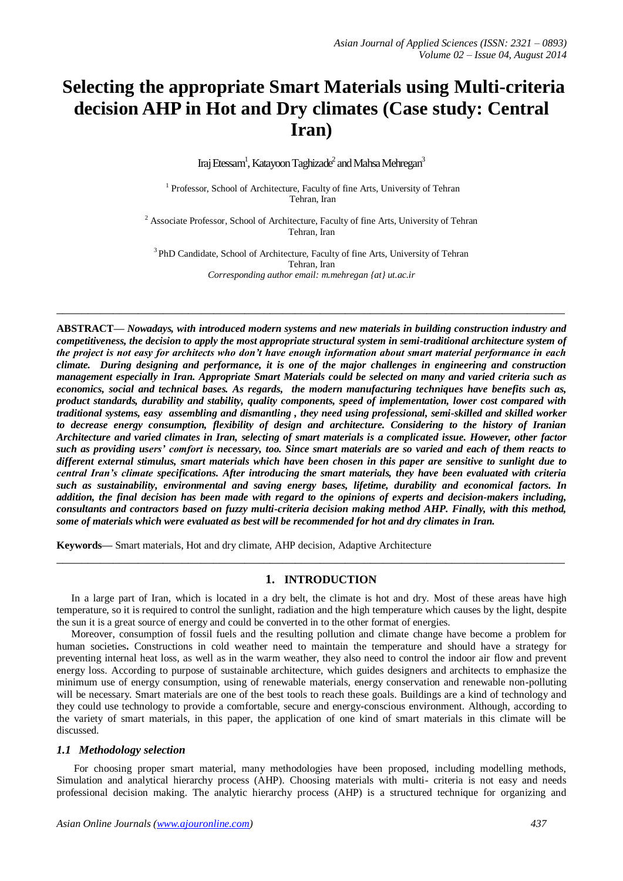# Selecting the appropriate Smart Materials using Multi-criteria decision AHP in Hot and Dry climates (Case study: Central Iran)

Iraj Etessam[1], Katayoon Taghizade[2] and Mahsa Mehregan[3]

[1] Professor, School of Architecture, Faculty of fine Arts, University of Tehran
Tehran, Iran

[2] Associate Professor, School of Architecture, Faculty of fine Arts, University of Tehran
Tehran, Iran

[3] PhD Candidate, School of Architecture, Faculty of fine Arts, University of Tehran
Tehran, Iran
*Corresponding author email: m.mehregan {at} ut.ac.ir*

---

**ABSTRACT—** ***Nowadays, with introduced modern systems and new materials in building construction industry and competitiveness, the decision to apply the most appropriate structural system in semi-traditional architecture system of the project is not easy for architects who don't have enough information about smart material performance in each climate. During designing and performance, it is one of the major challenges in engineering and construction management especially in Iran. Appropriate Smart Materials could be selected on many and varied criteria such as economics, social and technical bases. As regards, the modern manufacturing techniques have benefits such as, product standards, durability and stability, quality components, speed of implementation, lower cost compared with traditional systems, easy assembling and dismantling , they need using professional, semi-skilled and skilled worker to decrease energy consumption, flexibility of design and architecture. Considering to the history of Iranian Architecture and varied climates in Iran, selecting of smart materials is a complicated issue. However, other factor such as providing users' comfort is necessary, too. Since smart materials are so varied and each of them reacts to different external stimulus, smart materials which have been chosen in this paper are sensitive to sunlight due to central Iran's climate specifications. After introducing the smart materials, they have been evaluated with criteria such as sustainability, environmental and saving energy bases, lifetime, durability and economical factors. In addition, the final decision has been made with regard to the opinions of experts and decision-makers including, consultants and contractors based on fuzzy multi-criteria decision making method AHP. Finally, with this method, some of materials which were evaluated as best will be recommended for hot and dry climates in Iran.***

**Keywords—** Smart materials, Hot and dry climate, AHP decision, Adaptive Architecture

---

## 1. INTRODUCTION

In a large part of Iran, which is located in a dry belt, the climate is hot and dry. Most of these areas have high temperature, so it is required to control the sunlight, radiation and the high temperature which causes by the light, despite the sun it is a great source of energy and could be converted in to the other format of energies.

Moreover, consumption of fossil fuels and the resulting pollution and climate change have become a problem for human societies**.** Constructions in cold weather need to maintain the temperature and should have a strategy for preventing internal heat loss, as well as in the warm weather, they also need to control the indoor air flow and prevent energy loss. According to purpose of sustainable architecture, which guides designers and architects to emphasize the minimum use of energy consumption, using of renewable materials, energy conservation and renewable non-polluting will be necessary. Smart materials are one of the best tools to reach these goals. Buildings are a kind of technology and they could use technology to provide a comfortable, secure and energy-conscious environment. Although, according to the variety of smart materials, in this paper, the application of one kind of smart materials in this climate will be discussed.

### *1.1 Methodology selection*

For choosing proper smart material, many methodologies have been proposed, including modelling methods, Simulation and analytical hierarchy process (AHP). Choosing materials with multi- criteria is not easy and needs professional decision making. The analytic hierarchy process (AHP) is a structured technique for organizing and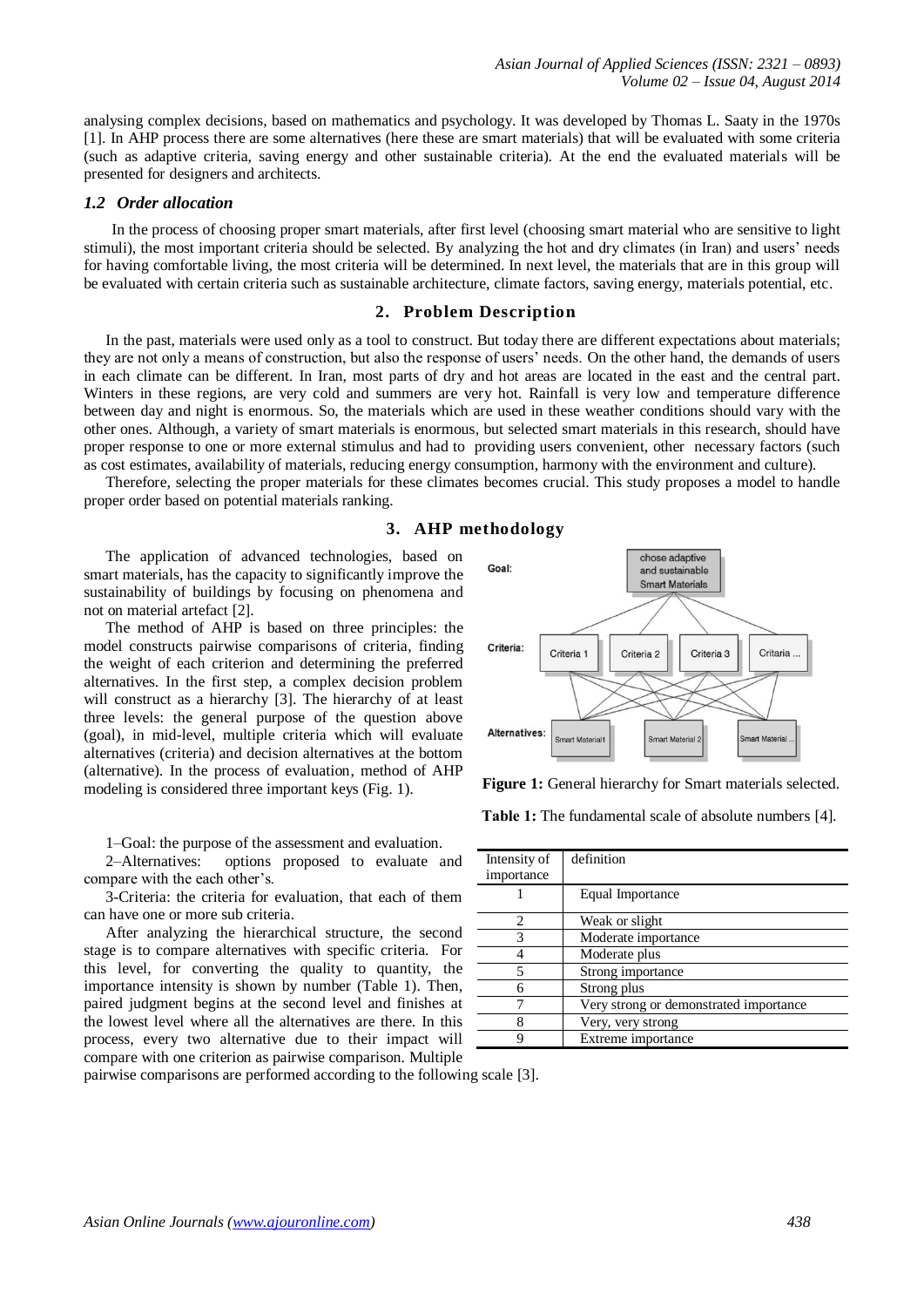analysing complex decisions, based on mathematics and psychology. It was developed by Thomas L. Saaty in the 1970s [1]. In AHP process there are some alternatives (here these are smart materials) that will be evaluated with some criteria (such as adaptive criteria, saving energy and other sustainable criteria). At the end the evaluated materials will be presented for designers and architects.

### *1.2 Order allocation*

In the process of choosing proper smart materials, after first level (choosing smart material who are sensitive to light stimuli), the most important criteria should be selected. By analyzing the hot and dry climates (in Iran) and users' needs for having comfortable living, the most criteria will be determined. In next level, the materials that are in this group will be evaluated with certain criteria such as sustainable architecture, climate factors, saving energy, materials potential, etc.

## 2. Problem Description

In the past, materials were used only as a tool to construct. But today there are different expectations about materials; they are not only a means of construction, but also the response of users' needs. On the other hand, the demands of users in each climate can be different. In Iran, most parts of dry and hot areas are located in the east and the central part. Winters in these regions, are very cold and summers are very hot. Rainfall is very low and temperature difference between day and night is enormous. So, the materials which are used in these weather conditions should vary with the other ones. Although, a variety of smart materials is enormous, but selected smart materials in this research, should have proper response to one or more external stimulus and had to providing users convenient, other necessary factors (such as cost estimates, availability of materials, reducing energy consumption, harmony with the environment and culture).

Therefore, selecting the proper materials for these climates becomes crucial. This study proposes a model to handle proper order based on potential materials ranking.

## 3. AHP methodology

The application of advanced technologies, based on smart materials, has the capacity to significantly improve the sustainability of buildings by focusing on phenomena and not on material artefact [2].

The method of AHP is based on three principles: the model constructs pairwise comparisons of criteria, finding the weight of each criterion and determining the preferred alternatives. In the first step, a complex decision problem will construct as a hierarchy [3]. The hierarchy of at least three levels: the general purpose of the question above (goal), in mid-level, multiple criteria which will evaluate alternatives (criteria) and decision alternatives at the bottom (alternative). In the process of evaluation, method of AHP modeling is considered three important keys (Fig. 1).

Goal: chose adaptive and sustainable Smart Materials

Criteria: Criteria 1, Criteria 2, Criteria 3, Critaria ...

Alternatives: Smart Material1, Smart Material 2, Smart Material ...

**Figure 1:** General hierarchy for Smart materials selected.

1–Goal: the purpose of the assessment and evaluation.

2–Alternatives: options proposed to evaluate and compare with the each other's.

3-Criteria: the criteria for evaluation, that each of them can have one or more sub criteria.

After analyzing the hierarchical structure, the second stage is to compare alternatives with specific criteria. For this level, for converting the quality to quantity, the importance intensity is shown by number (Table 1). Then, paired judgment begins at the second level and finishes at the lowest level where all the alternatives are there. In this process, every two alternative due to their impact will compare with one criterion as pairwise comparison. Multiple pairwise comparisons are performed according to the following scale [3].

**Table 1:** The fundamental scale of absolute numbers [4].

| Intensity of importance | definition |
|---|---|
| 1 | Equal Importance |
| 2 | Weak or slight |
| 3 | Moderate importance |
| 4 | Moderate plus |
| 5 | Strong importance |
| 6 | Strong plus |
| 7 | Very strong or demonstrated importance |
| 8 | Very, very strong |
| 9 | Extreme importance |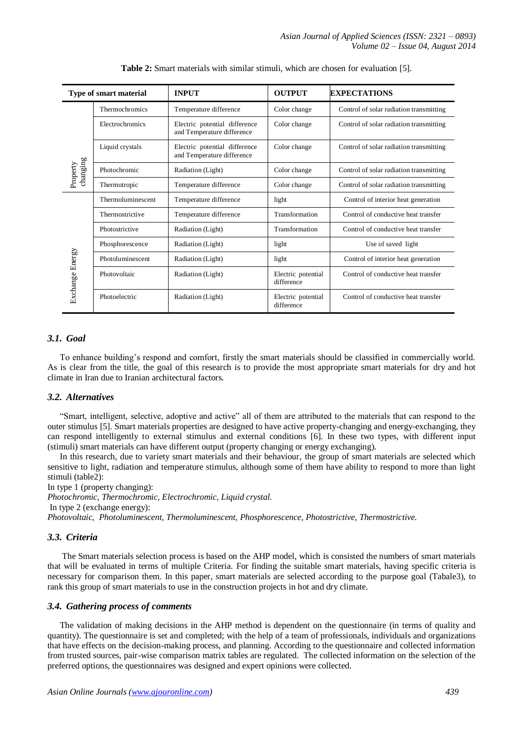**Table 2:** Smart materials with similar stimuli, which are chosen for evaluation [5].

| Type of smart material | | INPUT | OUTPUT | EXPECTATIONS |
|---|---|---|---|---|
| Property changing | Thermochromics | Temperature difference | Color change | Control of solar radiation transmitting |
| | Electrochromics | Electric potential difference and Temperature difference | Color change | Control of solar radiation transmitting |
| | Liquid crystals | Electric potential difference and Temperature difference | Color change | Control of solar radiation transmitting |
| | Photochromic | Radiation (Light) | Color change | Control of solar radiation transmitting |
| | Thermotropic | Temperature difference | Color change | Control of solar radiation transmitting |
| Exchange Energy | Thermoluminescent | Temperature difference | light | Control of interior heat generation |
| | Thermostrictive | Temperature difference | Transformation | Control of conductive heat transfer |
| | Photostrictive | Radiation (Light) | Transformation | Control of conductive heat transfer |
| | Phosphorescence | Radiation (Light) | light | Use of saved light |
| | Photoluminescent | Radiation (Light) | light | Control of interior heat generation |
| | Photovoltaic | Radiation (Light) | Electric potential difference | Control of conductive heat transfer |
| | Photoelectric | Radiation (Light) | Electric potential difference | Control of conductive heat transfer |

### *3.1. Goal*

To enhance building's respond and comfort, firstly the smart materials should be classified in commercially world. As is clear from the title, the goal of this research is to provide the most appropriate smart materials for dry and hot climate in Iran due to Iranian architectural factors.

### *3.2. Alternatives*

"Smart, intelligent, selective, adoptive and active" all of them are attributed to the materials that can respond to the outer stimulus [5]. Smart materials properties are designed to have active property-changing and energy-exchanging, they can respond intelligently to external stimulus and external conditions [6]. In these two types, with different input (stimuli) smart materials can have different output (property changing or energy exchanging).

In this research, due to variety smart materials and their behaviour, the group of smart materials are selected which sensitive to light, radiation and temperature stimulus, although some of them have ability to respond to more than light stimuli (table2):

In type 1 (property changing):

*Photochromic, Thermochromic, Electrochromic, Liquid crystal.*

In type 2 (exchange energy):

*Photovoltaic, Photoluminescent, Thermoluminescent, Phosphorescence, Photostrictive, Thermostrictive.*

### *3.3. Criteria*

The Smart materials selection process is based on the AHP model, which is consisted the numbers of smart materials that will be evaluated in terms of multiple Criteria. For finding the suitable smart materials, having specific criteria is necessary for comparison them. In this paper, smart materials are selected according to the purpose goal (Tabale3), to rank this group of smart materials to use in the construction projects in hot and dry climate.

### *3.4. Gathering process of comments*

The validation of making decisions in the AHP method is dependent on the questionnaire (in terms of quality and quantity). The questionnaire is set and completed; with the help of a team of professionals, individuals and organizations that have effects on the decision-making process, and planning. According to the questionnaire and collected information from trusted sources, pair-wise comparison matrix tables are regulated. The collected information on the selection of the preferred options, the questionnaires was designed and expert opinions were collected.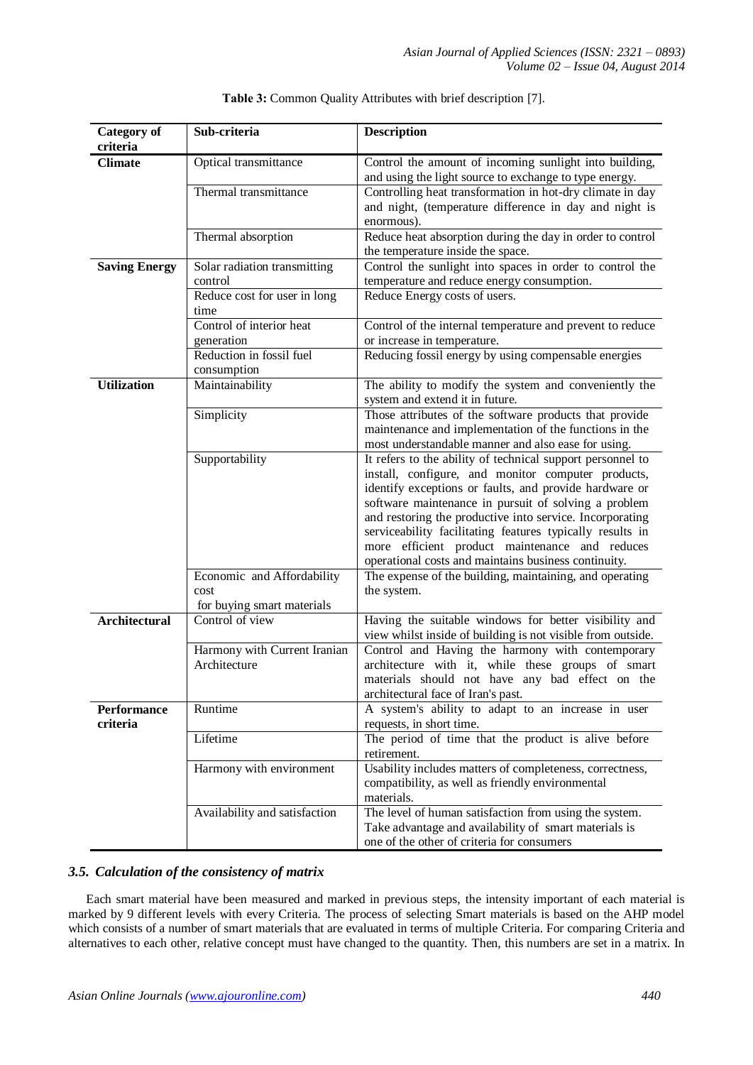**Table 3:** Common Quality Attributes with brief description [7].

| Category of criteria | Sub-criteria | Description |
|---|---|---|
| **Climate** | Optical transmittance | Control the amount of incoming sunlight into building, and using the light source to exchange to type energy. |
| | Thermal transmittance | Controlling heat transformation in hot-dry climate in day and night, (temperature difference in day and night is enormous). |
| | Thermal absorption | Reduce heat absorption during the day in order to control the temperature inside the space. |
| **Saving Energy** | Solar radiation transmitting control | Control the sunlight into spaces in order to control the temperature and reduce energy consumption. |
| | Reduce cost for user in long time | Reduce Energy costs of users. |
| | Control of interior heat generation | Control of the internal temperature and prevent to reduce or increase in temperature. |
| | Reduction in fossil fuel consumption | Reducing fossil energy by using compensable energies |
| **Utilization** | Maintainability | The ability to modify the system and conveniently the system and extend it in future. |
| | Simplicity | Those attributes of the software products that provide maintenance and implementation of the functions in the most understandable manner and also ease for using. |
| | Supportability | It refers to the ability of technical support personnel to install, configure, and monitor computer products, identify exceptions or faults, and provide hardware or software maintenance in pursuit of solving a problem and restoring the productive into service. Incorporating serviceability facilitating features typically results in more efficient product maintenance and reduces operational costs and maintains business continuity. |
| | Economic and Affordability cost for buying smart materials | The expense of the building, maintaining, and operating the system. |
| **Architectural** | Control of view | Having the suitable windows for better visibility and view whilst inside of building is not visible from outside. |
| | Harmony with Current Iranian Architecture | Control and Having the harmony with contemporary architecture with it, while these groups of smart materials should not have any bad effect on the architectural face of Iran's past. |
| **Performance criteria** | Runtime | A system's ability to adapt to an increase in user requests, in short time. |
| | Lifetime | The period of time that the product is alive before retirement. |
| | Harmony with environment | Usability includes matters of completeness, correctness, compatibility, as well as friendly environmental materials. |
| | Availability and satisfaction | The level of human satisfaction from using the system. Take advantage and availability of smart materials is one of the other of criteria for consumers |

### *3.5. Calculation of the consistency of matrix*

Each smart material have been measured and marked in previous steps, the intensity important of each material is marked by 9 different levels with every Criteria. The process of selecting Smart materials is based on the AHP model which consists of a number of smart materials that are evaluated in terms of multiple Criteria. For comparing Criteria and alternatives to each other, relative concept must have changed to the quantity. Then, this numbers are set in a matrix. In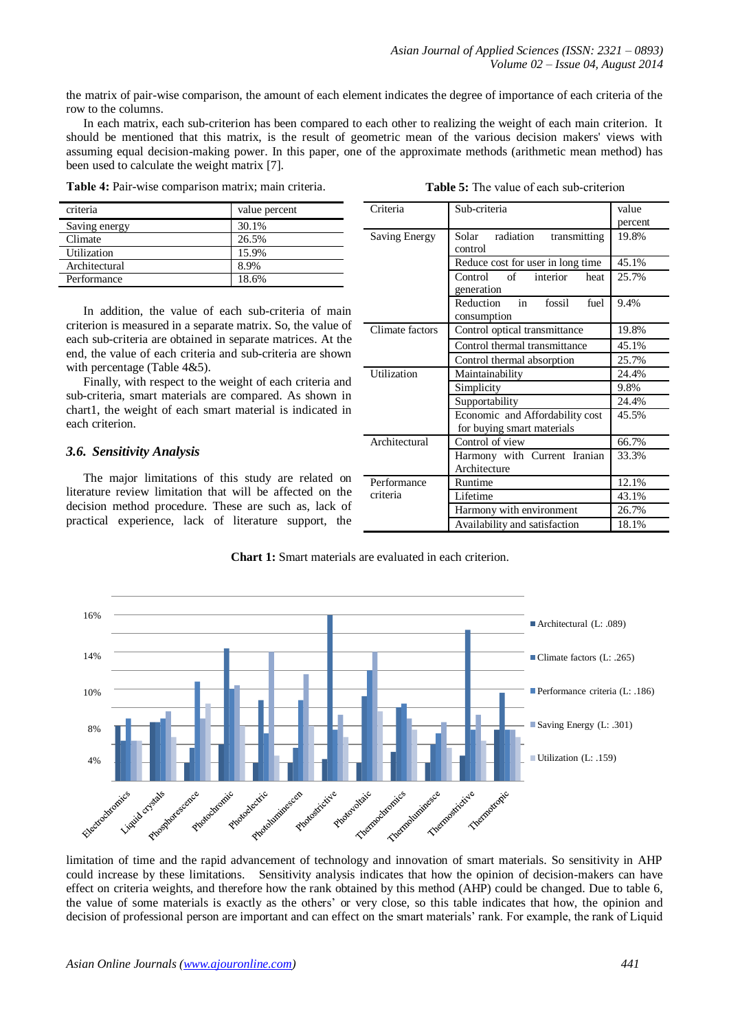the matrix of pair-wise comparison, the amount of each element indicates the degree of importance of each criteria of the row to the columns.

In each matrix, each sub-criterion has been compared to each other to realizing the weight of each main criterion. It should be mentioned that this matrix, is the result of geometric mean of the various decision makers' views with assuming equal decision-making power. In this paper, one of the approximate methods (arithmetic mean method) has been used to calculate the weight matrix [7].

**Table 4:** Pair-wise comparison matrix; main criteria.

| criteria | value percent |
|---|---|
| Saving energy | 30.1% |
| Climate | 26.5% |
| Utilization | 15.9% |
| Architectural | 8.9% |
| Performance | 18.6% |

In addition, the value of each sub-criteria of main criterion is measured in a separate matrix. So, the value of each sub-criteria are obtained in separate matrices. At the end, the value of each criteria and sub-criteria are shown with percentage (Table 4&5).

Finally, with respect to the weight of each criteria and sub-criteria, smart materials are compared. As shown in chart1, the weight of each smart material is indicated in each criterion.

**Table 5:** The value of each sub-criterion

| Criteria | Sub-criteria | value percent |
|---|---|---|
| Saving Energy | Solar radiation transmitting control | 19.8% |
| | Reduce cost for user in long time | 45.1% |
| | Control of interior heat generation | 25.7% |
| | Reduction in fossil fuel consumption | 9.4% |
| Climate factors | Control optical transmittance | 19.8% |
| | Control thermal transmittance | 45.1% |
| | Control thermal absorption | 25.7% |
| Utilization | Maintainability | 24.4% |
| | Simplicity | 9.8% |
| | Supportability | 24.4% |
| | Economic and Affordability cost for buying smart materials | 45.5% |
| Architectural | Control of view | 66.7% |
| | Harmony with Current Iranian Architecture | 33.3% |
| Performance criteria | Runtime | 12.1% |
| | Lifetime | 43.1% |
| | Harmony with environment | 26.7% |
| | Availability and satisfaction | 18.1% |

### *3.6. Sensitivity Analysis*

The major limitations of this study are related on literature review limitation that will be affected on the decision method procedure. These are such as, lack of practical experience, lack of literature support, the limitation of time and the rapid advancement of technology and innovation of smart materials. So sensitivity in AHP could increase by these limitations. Sensitivity analysis indicates that how the opinion of decision-makers can have effect on criteria weights, and therefore how the rank obtained by this method (AHP) could be changed. Due to table 6, the value of some materials is exactly as the others' or very close, so this table indicates that how, the opinion and decision of professional person are important and can effect on the smart materials' rank. For example, the rank of Liquid

**Chart 1:** Smart materials are evaluated in each criterion.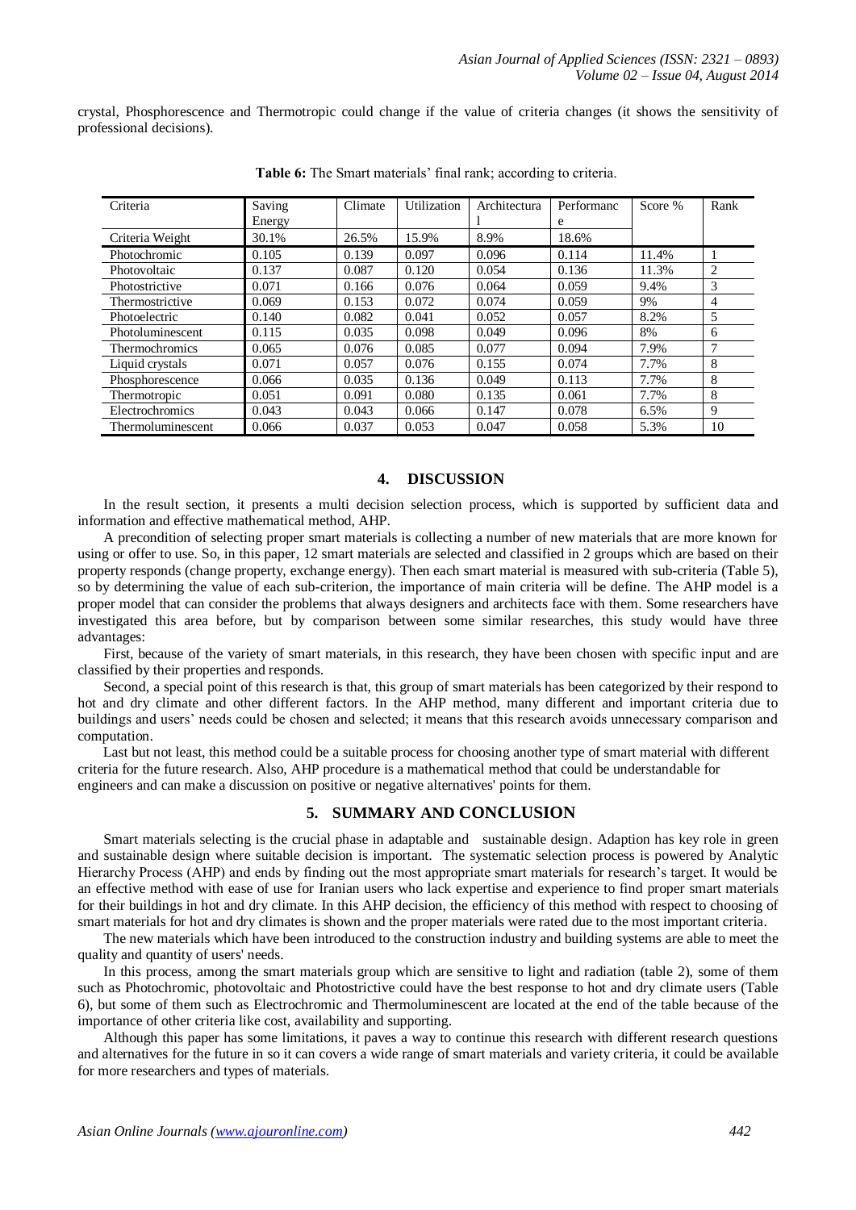crystal, Phosphorescence and Thermotropic could change if the value of criteria changes (it shows the sensitivity of professional decisions).

**Table 6:** The Smart materials' final rank; according to criteria.

| Criteria | Saving Energy | Climate | Utilization | Architectural | Performance | Score % | Rank |
|---|---|---|---|---|---|---|---|
| Criteria Weight | 30.1% | 26.5% | 15.9% | 8.9% | 18.6% | | |
| Photochromic | 0.105 | 0.139 | 0.097 | 0.096 | 0.114 | 11.4% | 1 |
| Photovoltaic | 0.137 | 0.087 | 0.120 | 0.054 | 0.136 | 11.3% | 2 |
| Photostrictive | 0.071 | 0.166 | 0.076 | 0.064 | 0.059 | 9.4% | 3 |
| Thermostrictive | 0.069 | 0.153 | 0.072 | 0.074 | 0.059 | 9% | 4 |
| Photoelectric | 0.140 | 0.082 | 0.041 | 0.052 | 0.057 | 8.2% | 5 |
| Photoluminescent | 0.115 | 0.035 | 0.098 | 0.049 | 0.096 | 8% | 6 |
| Thermochromics | 0.065 | 0.076 | 0.085 | 0.077 | 0.094 | 7.9% | 7 |
| Liquid crystals | 0.071 | 0.057 | 0.076 | 0.155 | 0.074 | 7.7% | 8 |
| Phosphorescence | 0.066 | 0.035 | 0.136 | 0.049 | 0.113 | 7.7% | 8 |
| Thermotropic | 0.051 | 0.091 | 0.080 | 0.135 | 0.061 | 7.7% | 8 |
| Electrochromics | 0.043 | 0.043 | 0.066 | 0.147 | 0.078 | 6.5% | 9 |
| Thermoluminescent | 0.066 | 0.037 | 0.053 | 0.047 | 0.058 | 5.3% | 10 |

## 4. DISCUSSION

In the result section, it presents a multi decision selection process, which is supported by sufficient data and information and effective mathematical method, AHP.

A precondition of selecting proper smart materials is collecting a number of new materials that are more known for using or offer to use. So, in this paper, 12 smart materials are selected and classified in 2 groups which are based on their property responds (change property, exchange energy). Then each smart material is measured with sub-criteria (Table 5), so by determining the value of each sub-criterion, the importance of main criteria will be define. The AHP model is a proper model that can consider the problems that always designers and architects face with them. Some researchers have investigated this area before, but by comparison between some similar researches, this study would have three advantages:

First, because of the variety of smart materials, in this research, they have been chosen with specific input and are classified by their properties and responds.

Second, a special point of this research is that, this group of smart materials has been categorized by their respond to hot and dry climate and other different factors. In the AHP method, many different and important criteria due to buildings and users' needs could be chosen and selected; it means that this research avoids unnecessary comparison and computation.

Last but not least, this method could be a suitable process for choosing another type of smart material with different criteria for the future research. Also, AHP procedure is a mathematical method that could be understandable for engineers and can make a discussion on positive or negative alternatives' points for them.

## 5. SUMMARY AND CONCLUSION

Smart materials selecting is the crucial phase in adaptable and sustainable design. Adaption has key role in green and sustainable design where suitable decision is important. The systematic selection process is powered by Analytic Hierarchy Process (AHP) and ends by finding out the most appropriate smart materials for research's target. It would be an effective method with ease of use for Iranian users who lack expertise and experience to find proper smart materials for their buildings in hot and dry climate. In this AHP decision, the efficiency of this method with respect to choosing of smart materials for hot and dry climates is shown and the proper materials were rated due to the most important criteria.

The new materials which have been introduced to the construction industry and building systems are able to meet the quality and quantity of users' needs.

In this process, among the smart materials group which are sensitive to light and radiation (table 2), some of them such as Photochromic, photovoltaic and Photostrictive could have the best response to hot and dry climate users (Table 6), but some of them such as Electrochromic and Thermoluminescent are located at the end of the table because of the importance of other criteria like cost, availability and supporting.

Although this paper has some limitations, it paves a way to continue this research with different research questions and alternatives for the future in so it can covers a wide range of smart materials and variety criteria, it could be available for more researchers and types of materials.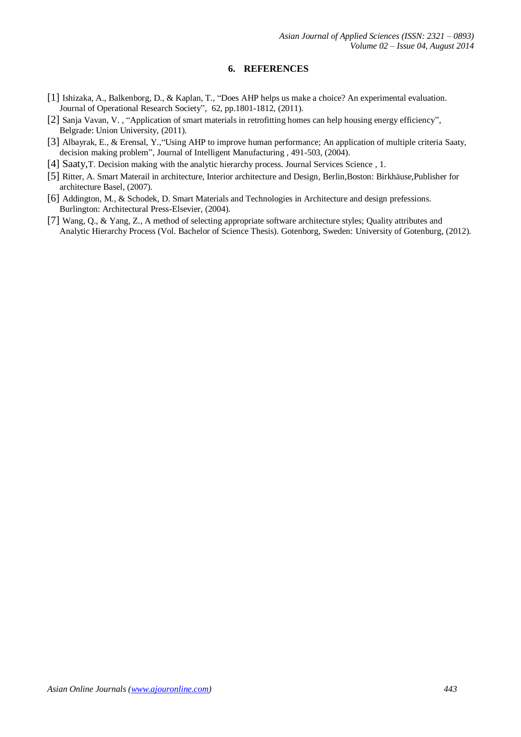## 6. REFERENCES

[1] Ishizaka, A., Balkenborg, D., & Kaplan, T., "Does AHP helps us make a choice? An experimental evaluation. Journal of Operational Research Society", 62, pp.1801-1812, (2011).

[2] Sanja Vavan, V. , "Application of smart materials in retrofitting homes can help housing energy efficiency", Belgrade: Union University, (2011).

[3] Albayrak, E., & Erensal, Y.,"Using AHP to improve human performance; An application of multiple criteria Saaty, decision making problem", Journal of Intelligent Manufacturing , 491-503, (2004).

[4] Saaty,T. Decision making with the analytic hierarchy process. Journal Services Science , 1.

[5] Ritter, A. Smart Materail in architecture, Interior architecture and Design, Berlin,Boston: Birkhäuse,Publisher for architecture Basel, (2007).

[6] Addington, M., & Schodek, D. Smart Materials and Technologies in Architecture and design prefessions. Burlington: Architectural Press-Elsevier, (2004).

[7] Wang, Q., & Yang, Z., A method of selecting appropriate software architecture styles; Quality attributes and Analytic Hierarchy Process (Vol. Bachelor of Science Thesis). Gotenborg, Sweden: University of Gotenburg, (2012).